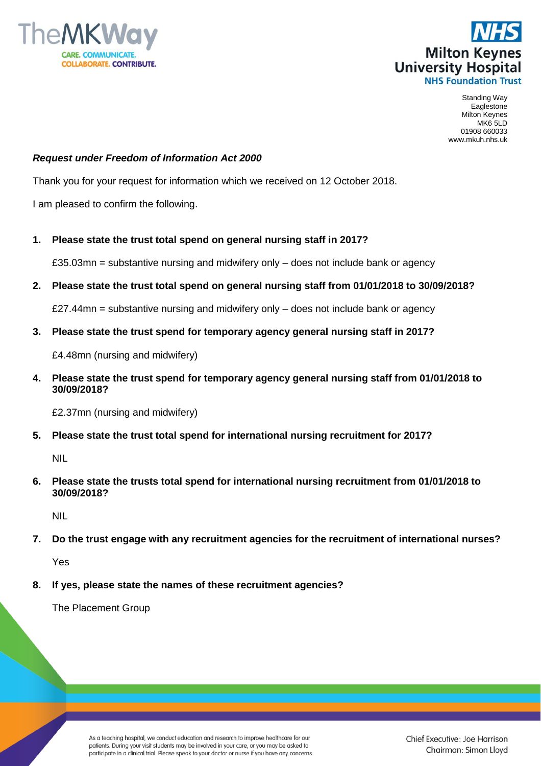TheMKWay
CARE. COMMUNICATE. COLLABORATE. CONTRIBUTE.

NHS
Milton Keynes University Hospital
NHS Foundation Trust

Standing Way
Eaglestone
Milton Keynes
MK6 5LD
01908 660033
www.mkuh.nhs.uk

***Request under Freedom of Information Act 2000***

Thank you for your request for information which we received on 12 October 2018.

I am pleased to confirm the following.

1. **Please state the trust total spend on general nursing staff in 2017?**

   £35.03mn = substantive nursing and midwifery only – does not include bank or agency

2. **Please state the trust total spend on general nursing staff from 01/01/2018 to 30/09/2018?**

   £27.44mn = substantive nursing and midwifery only – does not include bank or agency

3. **Please state the trust spend for temporary agency general nursing staff in 2017?**

   £4.48mn (nursing and midwifery)

4. **Please state the trust spend for temporary agency general nursing staff from 01/01/2018 to 30/09/2018?**

   £2.37mn (nursing and midwifery)

5. **Please state the trust total spend for international nursing recruitment for 2017?**

   NIL

6. **Please state the trusts total spend for international nursing recruitment from 01/01/2018 to 30/09/2018?**

   NIL

7. **Do the trust engage with any recruitment agencies for the recruitment of international nurses?**

   Yes

8. **If yes, please state the names of these recruitment agencies?**

   The Placement Group

As a teaching hospital, we conduct education and research to improve healthcare for our patients. During your visit students may be involved in your care, or you may be asked to participate in a clinical trial. Please speak to your doctor or nurse if you have any concerns.

Chief Executive: Joe Harrison
Chairman: Simon Lloyd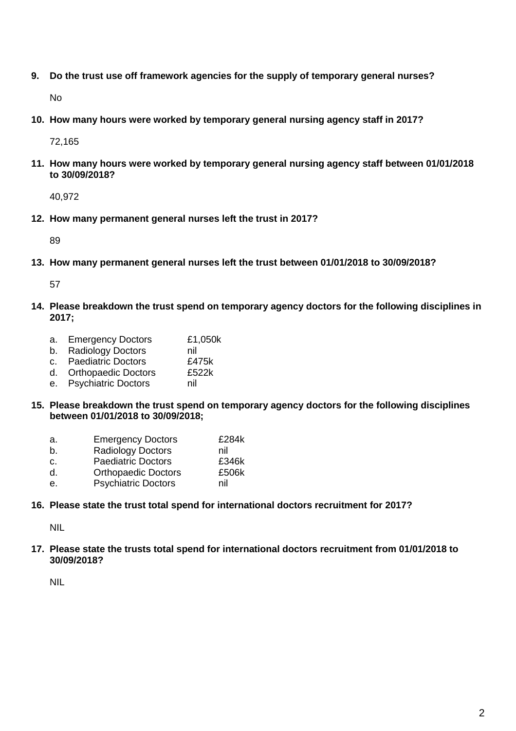9. **Do the trust use off framework agencies for the supply of temporary general nurses?**

   No

10. **How many hours were worked by temporary general nursing agency staff in 2017?**

    72,165

11. **How many hours were worked by temporary general nursing agency staff between 01/01/2018 to 30/09/2018?**

    40,972

12. **How many permanent general nurses left the trust in 2017?**

    89

13. **How many permanent general nurses left the trust between 01/01/2018 to 30/09/2018?**

    57

14. **Please breakdown the trust spend on temporary agency doctors for the following disciplines in 2017;**

    a. Emergency Doctors £1,050k
    b. Radiology Doctors nil
    c. Paediatric Doctors £475k
    d. Orthopaedic Doctors £522k
    e. Psychiatric Doctors nil

15. **Please breakdown the trust spend on temporary agency doctors for the following disciplines between 01/01/2018 to 30/09/2018;**

    a. Emergency Doctors £284k
    b. Radiology Doctors nil
    c. Paediatric Doctors £346k
    d. Orthopaedic Doctors £506k
    e. Psychiatric Doctors nil

16. **Please state the trust total spend for international doctors recruitment for 2017?**

    NIL

17. **Please state the trusts total spend for international doctors recruitment from 01/01/2018 to 30/09/2018?**

    NIL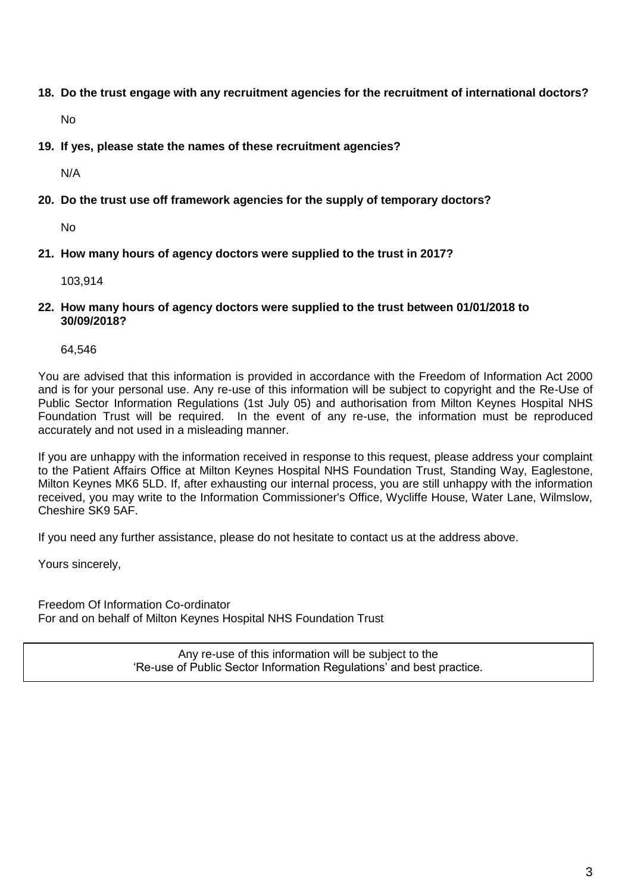**18. Do the trust engage with any recruitment agencies for the recruitment of international doctors?**

No

**19. If yes, please state the names of these recruitment agencies?**

N/A

**20. Do the trust use off framework agencies for the supply of temporary doctors?**

No

**21. How many hours of agency doctors were supplied to the trust in 2017?**

103,914

**22. How many hours of agency doctors were supplied to the trust between 01/01/2018 to 30/09/2018?**

64,546

You are advised that this information is provided in accordance with the Freedom of Information Act 2000 and is for your personal use. Any re-use of this information will be subject to copyright and the Re-Use of Public Sector Information Regulations (1st July 05) and authorisation from Milton Keynes Hospital NHS Foundation Trust will be required. In the event of any re-use, the information must be reproduced accurately and not used in a misleading manner.

If you are unhappy with the information received in response to this request, please address your complaint to the Patient Affairs Office at Milton Keynes Hospital NHS Foundation Trust, Standing Way, Eaglestone, Milton Keynes MK6 5LD. If, after exhausting our internal process, you are still unhappy with the information received, you may write to the Information Commissioner's Office, Wycliffe House, Water Lane, Wilmslow, Cheshire SK9 5AF.

If you need any further assistance, please do not hesitate to contact us at the address above.

Yours sincerely,

Freedom Of Information Co-ordinator
For and on behalf of Milton Keynes Hospital NHS Foundation Trust

Any re-use of this information will be subject to the
'Re-use of Public Sector Information Regulations' and best practice.